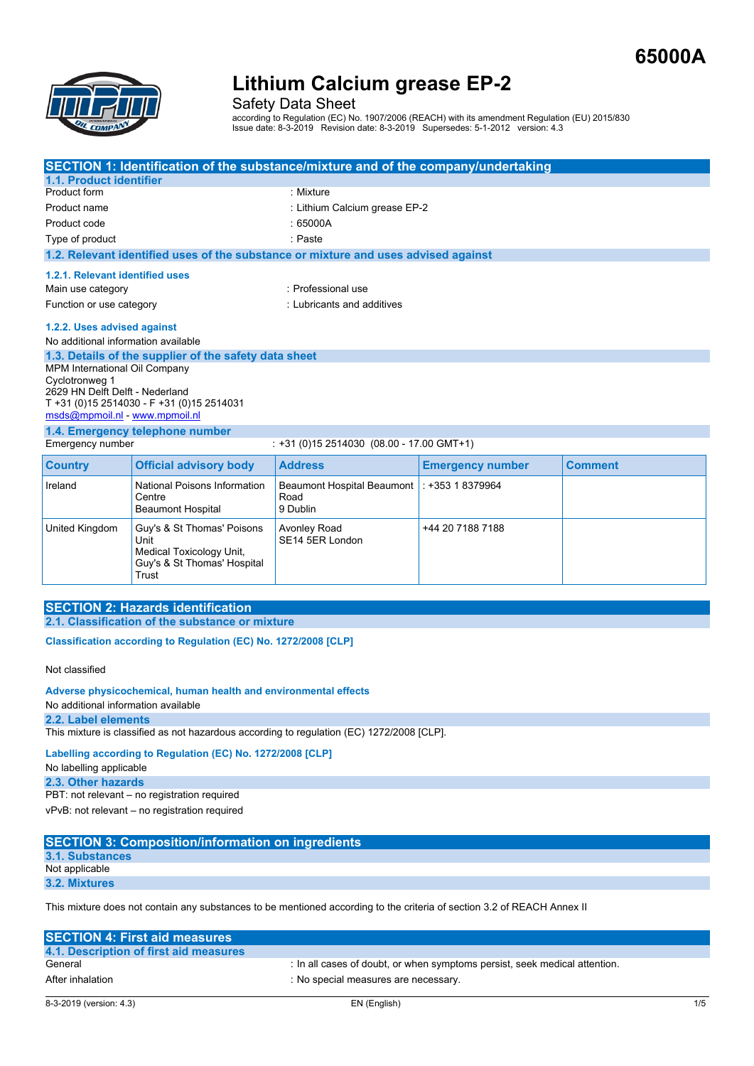65000A

# Lithium Calcium grease EP-2

Safety Data Sheet

according to Regulation (EC) No. 1907/2006 (REACH) with its amendment Regulation (EU) 2015/830
Issue date: 8-3-2019 Revision date: 8-3-2019 Supersedes: 5-1-2012 version: 4.3

## SECTION 1: Identification of the substance/mixture and of the company/undertaking

### 1.1. Product identifier

| | |
|---|---|
| Product form | : Mixture |
| Product name | : Lithium Calcium grease EP-2 |
| Product code | : 65000A |
| Type of product | : Paste |

### 1.2. Relevant identified uses of the substance or mixture and uses advised against

#### 1.2.1. Relevant identified uses

| | |
|---|---|
| Main use category | : Professional use |
| Function or use category | : Lubricants and additives |

#### 1.2.2. Uses advised against

No additional information available

### 1.3. Details of the supplier of the safety data sheet

MPM International Oil Company
Cyclotronweg 1
2629 HN Delft Delft - Nederland
T +31 (0)15 2514030 - F +31 (0)15 2514031
msds@mpmoil.nl - www.mpmoil.nl

### 1.4. Emergency telephone number

Emergency number : +31 (0)15 2514030 (08.00 - 17.00 GMT+1)

| Country | Official advisory body | Address | Emergency number | Comment |
|---|---|---|---|---|
| Ireland | National Poisons Information Centre Beaumont Hospital | Beaumont Hospital Beaumont Road 9 Dublin | : +353 1 8379964 | |
| United Kingdom | Guy's & St Thomas' Poisons Unit Medical Toxicology Unit, Guy's & St Thomas' Hospital Trust | Avonley Road SE14 5ER London | +44 20 7188 7188 | |

## SECTION 2: Hazards identification

### 2.1. Classification of the substance or mixture

#### Classification according to Regulation (EC) No. 1272/2008 [CLP]

Not classified

#### Adverse physicochemical, human health and environmental effects

No additional information available

### 2.2. Label elements

This mixture is classified as not hazardous according to regulation (EC) 1272/2008 [CLP].

#### Labelling according to Regulation (EC) No. 1272/2008 [CLP]

No labelling applicable

### 2.3. Other hazards

PBT: not relevant – no registration required

vPvB: not relevant – no registration required

## SECTION 3: Composition/information on ingredients

### 3.1. Substances

Not applicable

### 3.2. Mixtures

This mixture does not contain any substances to be mentioned according to the criteria of section 3.2 of REACH Annex II

## SECTION 4: First aid measures

### 4.1. Description of first aid measures

| | |
|---|---|
| General | : In all cases of doubt, or when symptoms persist, seek medical attention. |
| After inhalation | : No special measures are necessary. |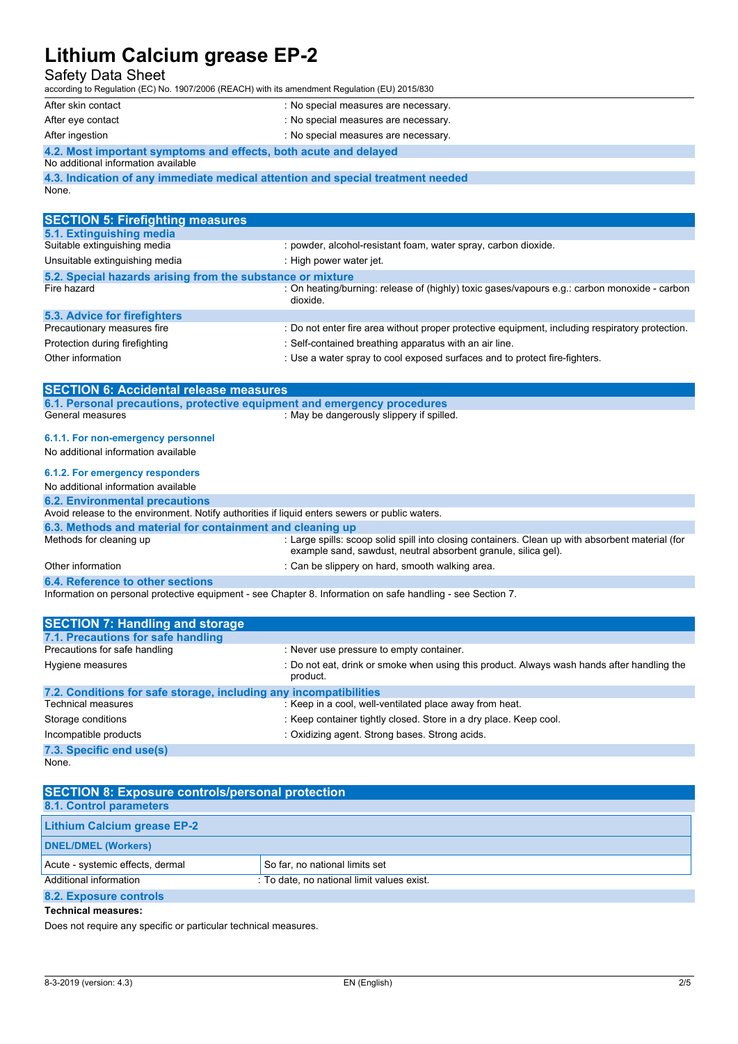| | |
|---|---|
| After skin contact | : No special measures are necessary. |
| After eye contact | : No special measures are necessary. |
| After ingestion | : No special measures are necessary. |

### 4.2. Most important symptoms and effects, both acute and delayed

No additional information available

### 4.3. Indication of any immediate medical attention and special treatment needed

None.

## SECTION 5: Firefighting measures

### 5.1. Extinguishing media

| | |
|---|---|
| Suitable extinguishing media | : powder, alcohol-resistant foam, water spray, carbon dioxide. |
| Unsuitable extinguishing media | : High power water jet. |

### 5.2. Special hazards arising from the substance or mixture

| | |
|---|---|
| Fire hazard | : On heating/burning: release of (highly) toxic gases/vapours e.g.: carbon monoxide - carbon dioxide. |

### 5.3. Advice for firefighters

| | |
|---|---|
| Precautionary measures fire | : Do not enter fire area without proper protective equipment, including respiratory protection. |
| Protection during firefighting | : Self-contained breathing apparatus with an air line. |
| Other information | : Use a water spray to cool exposed surfaces and to protect fire-fighters. |

## SECTION 6: Accidental release measures

### 6.1. Personal precautions, protective equipment and emergency procedures

| | |
|---|---|
| General measures | : May be dangerously slippery if spilled. |

#### 6.1.1. For non-emergency personnel

No additional information available

#### 6.1.2. For emergency responders

No additional information available

### 6.2. Environmental precautions

Avoid release to the environment. Notify authorities if liquid enters sewers or public waters.

### 6.3. Methods and material for containment and cleaning up

| | |
|---|---|
| Methods for cleaning up | : Large spills: scoop solid spill into closing containers. Clean up with absorbent material (for example sand, sawdust, neutral absorbent granule, silica gel). |
| Other information | : Can be slippery on hard, smooth walking area. |

### 6.4. Reference to other sections

Information on personal protective equipment - see Chapter 8. Information on safe handling - see Section 7.

## SECTION 7: Handling and storage

### 7.1. Precautions for safe handling

| | |
|---|---|
| Precautions for safe handling | : Never use pressure to empty container. |
| Hygiene measures | : Do not eat, drink or smoke when using this product. Always wash hands after handling the product. |

### 7.2. Conditions for safe storage, including any incompatibilities

| | |
|---|---|
| Technical measures | : Keep in a cool, well-ventilated place away from heat. |
| Storage conditions | : Keep container tightly closed. Store in a dry place. Keep cool. |
| Incompatible products | : Oxidizing agent. Strong bases. Strong acids. |

### 7.3. Specific end use(s)

None.

## SECTION 8: Exposure controls/personal protection

### 8.1. Control parameters

| Lithium Calcium grease EP-2 | |
|---|---|
| **DNEL/DMEL (Workers)** | |
| Acute - systemic effects, dermal | So far, no national limits set |

| | |
|---|---|
| Additional information | : To date, no national limit values exist. |

### 8.2. Exposure controls

**Technical measures:**

Does not require any specific or particular technical measures.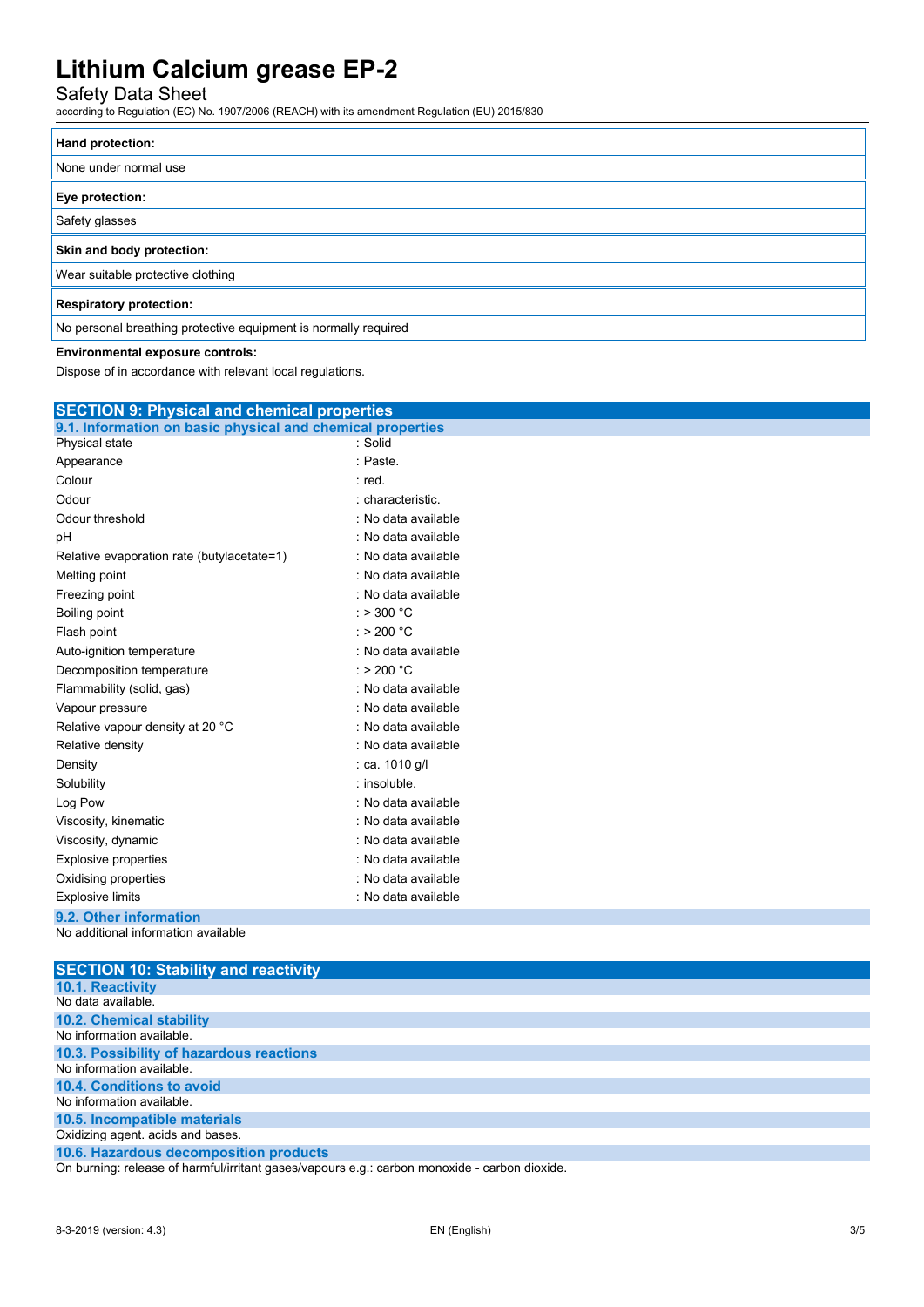| Hand protection: |
| --- |
| None under normal use |

| Eye protection: |
| --- |
| Safety glasses |

| Skin and body protection: |
| --- |
| Wear suitable protective clothing |

| Respiratory protection: |
| --- |
| No personal breathing protective equipment is normally required |

**Environmental exposure controls:**

Dispose of in accordance with relevant local regulations.

## SECTION 9: Physical and chemical properties

### 9.1. Information on basic physical and chemical properties

| | |
| --- | --- |
| Physical state | : Solid |
| Appearance | : Paste. |
| Colour | : red. |
| Odour | : characteristic. |
| Odour threshold | : No data available |
| pH | : No data available |
| Relative evaporation rate (butylacetate=1) | : No data available |
| Melting point | : No data available |
| Freezing point | : No data available |
| Boiling point | : > 300 °C |
| Flash point | : > 200 °C |
| Auto-ignition temperature | : No data available |
| Decomposition temperature | : > 200 °C |
| Flammability (solid, gas) | : No data available |
| Vapour pressure | : No data available |
| Relative vapour density at 20 °C | : No data available |
| Relative density | : No data available |
| Density | : ca. 1010 g/l |
| Solubility | : insoluble. |
| Log Pow | : No data available |
| Viscosity, kinematic | : No data available |
| Viscosity, dynamic | : No data available |
| Explosive properties | : No data available |
| Oxidising properties | : No data available |
| Explosive limits | : No data available |

### 9.2. Other information

No additional information available

## SECTION 10: Stability and reactivity

### 10.1. Reactivity

No data available.

### 10.2. Chemical stability

No information available.

### 10.3. Possibility of hazardous reactions

No information available.

### 10.4. Conditions to avoid

No information available.

### 10.5. Incompatible materials

Oxidizing agent. acids and bases.

### 10.6. Hazardous decomposition products

On burning: release of harmful/irritant gases/vapours e.g.: carbon monoxide - carbon dioxide.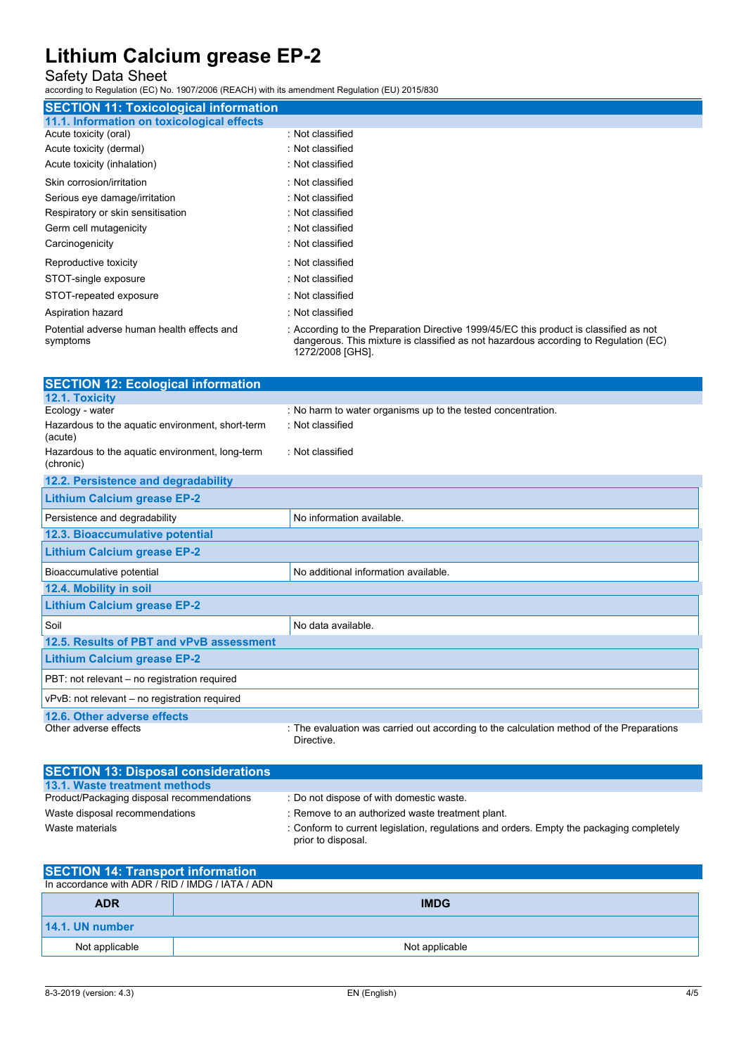## SECTION 11: Toxicological information

### 11.1. Information on toxicological effects

| | |
|---|---|
| Acute toxicity (oral) | : Not classified |
| Acute toxicity (dermal) | : Not classified |
| Acute toxicity (inhalation) | : Not classified |
| Skin corrosion/irritation | : Not classified |
| Serious eye damage/irritation | : Not classified |
| Respiratory or skin sensitisation | : Not classified |
| Germ cell mutagenicity | : Not classified |
| Carcinogenicity | : Not classified |
| Reproductive toxicity | : Not classified |
| STOT-single exposure | : Not classified |
| STOT-repeated exposure | : Not classified |
| Aspiration hazard | : Not classified |
| Potential adverse human health effects and symptoms | : According to the Preparation Directive 1999/45/EC this product is classified as not dangerous. This mixture is classified as not hazardous according to Regulation (EC) 1272/2008 [GHS]. |

## SECTION 12: Ecological information

### 12.1. Toxicity

| | |
|---|---|
| Ecology - water | : No harm to water organisms up to the tested concentration. |
| Hazardous to the aquatic environment, short-term (acute) | : Not classified |
| Hazardous to the aquatic environment, long-term (chronic) | : Not classified |

### 12.2. Persistence and degradability

| Lithium Calcium grease EP-2 | |
|---|---|
| Persistence and degradability | No information available. |

### 12.3. Bioaccumulative potential

| Lithium Calcium grease EP-2 | |
|---|---|
| Bioaccumulative potential | No additional information available. |

### 12.4. Mobility in soil

| Lithium Calcium grease EP-2 | |
|---|---|
| Soil | No data available. |

### 12.5. Results of PBT and vPvB assessment

| Lithium Calcium grease EP-2 |
|---|
| PBT: not relevant – no registration required |
| vPvB: not relevant – no registration required |

### 12.6. Other adverse effects

| | |
|---|---|
| Other adverse effects | : The evaluation was carried out according to the calculation method of the Preparations Directive. |

## SECTION 13: Disposal considerations

### 13.1. Waste treatment methods

| | |
|---|---|
| Product/Packaging disposal recommendations | : Do not dispose of with domestic waste. |
| Waste disposal recommendations | : Remove to an authorized waste treatment plant. |
| Waste materials | : Conform to current legislation, regulations and orders. Empty the packaging completely prior to disposal. |

## SECTION 14: Transport information

In accordance with ADR / RID / IMDG / IATA / ADN

| ADR | IMDG |
|---|---|
| **14.1. UN number** | |
| Not applicable | Not applicable |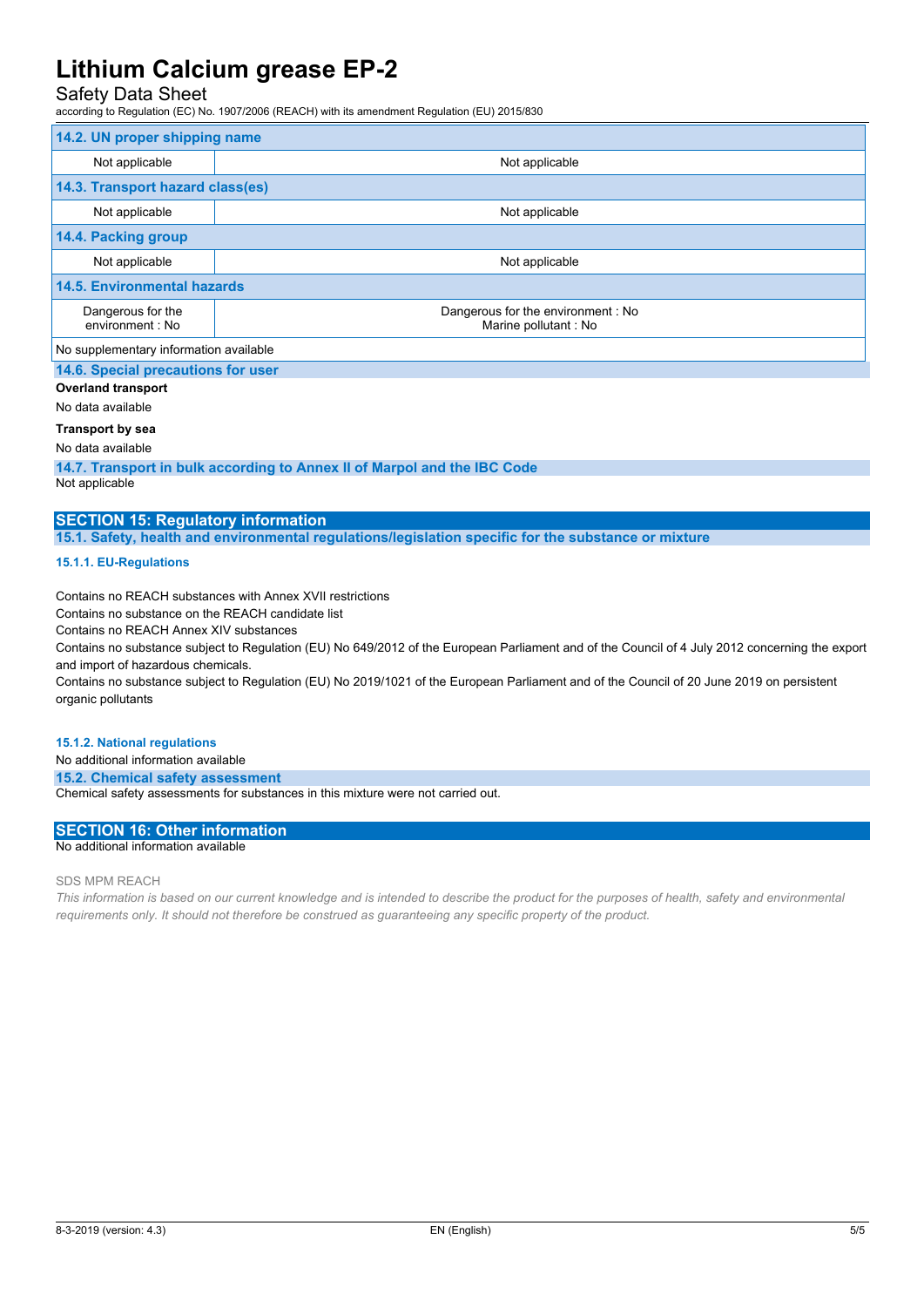| 14.2. UN proper shipping name | |
| --- | --- |
| Not applicable | Not applicable |

| 14.3. Transport hazard class(es) | |
| --- | --- |
| Not applicable | Not applicable |

| 14.4. Packing group | |
| --- | --- |
| Not applicable | Not applicable |

| 14.5. Environmental hazards | |
| --- | --- |
| Dangerous for the environment : No | Dangerous for the environment : No<br>Marine pollutant : No |
| No supplementary information available | |

### 14.6. Special precautions for user

**Overland transport**

No data available

**Transport by sea**

No data available

### 14.7. Transport in bulk according to Annex II of Marpol and the IBC Code

Not applicable

## SECTION 15: Regulatory information

### 15.1. Safety, health and environmental regulations/legislation specific for the substance or mixture

#### 15.1.1. EU-Regulations

Contains no REACH substances with Annex XVII restrictions
Contains no substance on the REACH candidate list
Contains no REACH Annex XIV substances
Contains no substance subject to Regulation (EU) No 649/2012 of the European Parliament and of the Council of 4 July 2012 concerning the export and import of hazardous chemicals.
Contains no substance subject to Regulation (EU) No 2019/1021 of the European Parliament and of the Council of 20 June 2019 on persistent organic pollutants

#### 15.1.2. National regulations

No additional information available

### 15.2. Chemical safety assessment

Chemical safety assessments for substances in this mixture were not carried out.

## SECTION 16: Other information

No additional information available

SDS MPM REACH

*This information is based on our current knowledge and is intended to describe the product for the purposes of health, safety and environmental requirements only. It should not therefore be construed as guaranteeing any specific property of the product.*